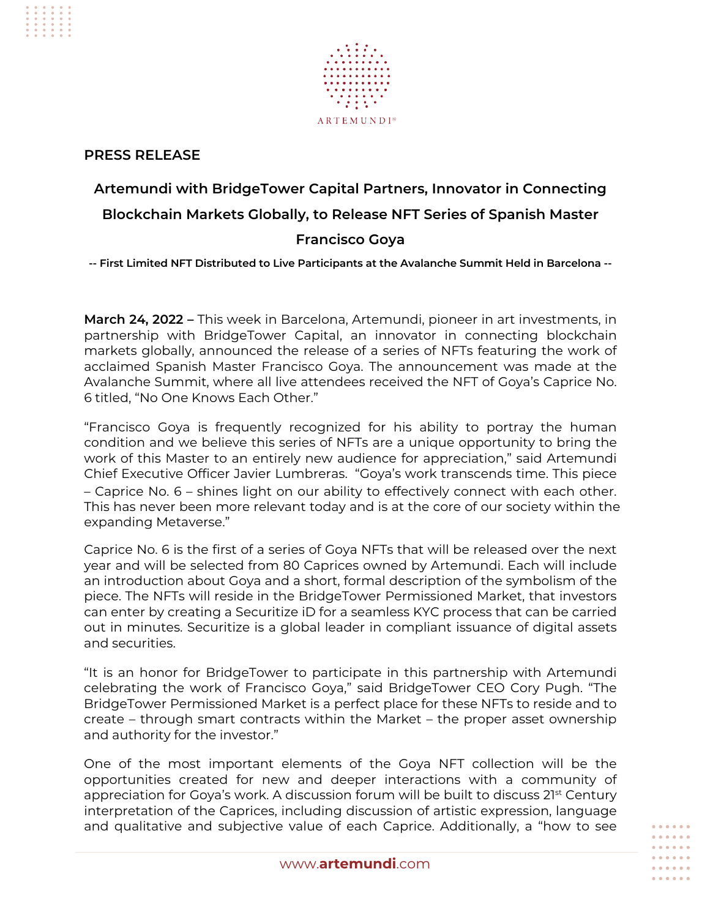ARTEMUNDI®

**PRESS RELEASE**

## Artemundi with BridgeTower Capital Partners, Innovator in Connecting Blockchain Markets Globally, to Release NFT Series of Spanish Master Francisco Goya

**-- First Limited NFT Distributed to Live Participants at the Avalanche Summit Held in Barcelona --**

**March 24, 2022 –** This week in Barcelona, Artemundi, pioneer in art investments, in partnership with BridgeTower Capital, an innovator in connecting blockchain markets globally, announced the release of a series of NFTs featuring the work of acclaimed Spanish Master Francisco Goya. The announcement was made at the Avalanche Summit, where all live attendees received the NFT of Goya's Caprice No. 6 titled, "No One Knows Each Other."

"Francisco Goya is frequently recognized for his ability to portray the human condition and we believe this series of NFTs are a unique opportunity to bring the work of this Master to an entirely new audience for appreciation," said Artemundi Chief Executive Officer Javier Lumbreras. "Goya's work transcends time. This piece – Caprice No. 6 – shines light on our ability to effectively connect with each other. This has never been more relevant today and is at the core of our society within the expanding Metaverse."

Caprice No. 6 is the first of a series of Goya NFTs that will be released over the next year and will be selected from 80 Caprices owned by Artemundi. Each will include an introduction about Goya and a short, formal description of the symbolism of the piece. The NFTs will reside in the BridgeTower Permissioned Market, that investors can enter by creating a Securitize iD for a seamless KYC process that can be carried out in minutes. Securitize is a global leader in compliant issuance of digital assets and securities.

"It is an honor for BridgeTower to participate in this partnership with Artemundi celebrating the work of Francisco Goya," said BridgeTower CEO Cory Pugh. "The BridgeTower Permissioned Market is a perfect place for these NFTs to reside and to create – through smart contracts within the Market – the proper asset ownership and authority for the investor."

One of the most important elements of the Goya NFT collection will be the opportunities created for new and deeper interactions with a community of appreciation for Goya's work. A discussion forum will be built to discuss 21st Century interpretation of the Caprices, including discussion of artistic expression, language and qualitative and subjective value of each Caprice. Additionally, a "how to see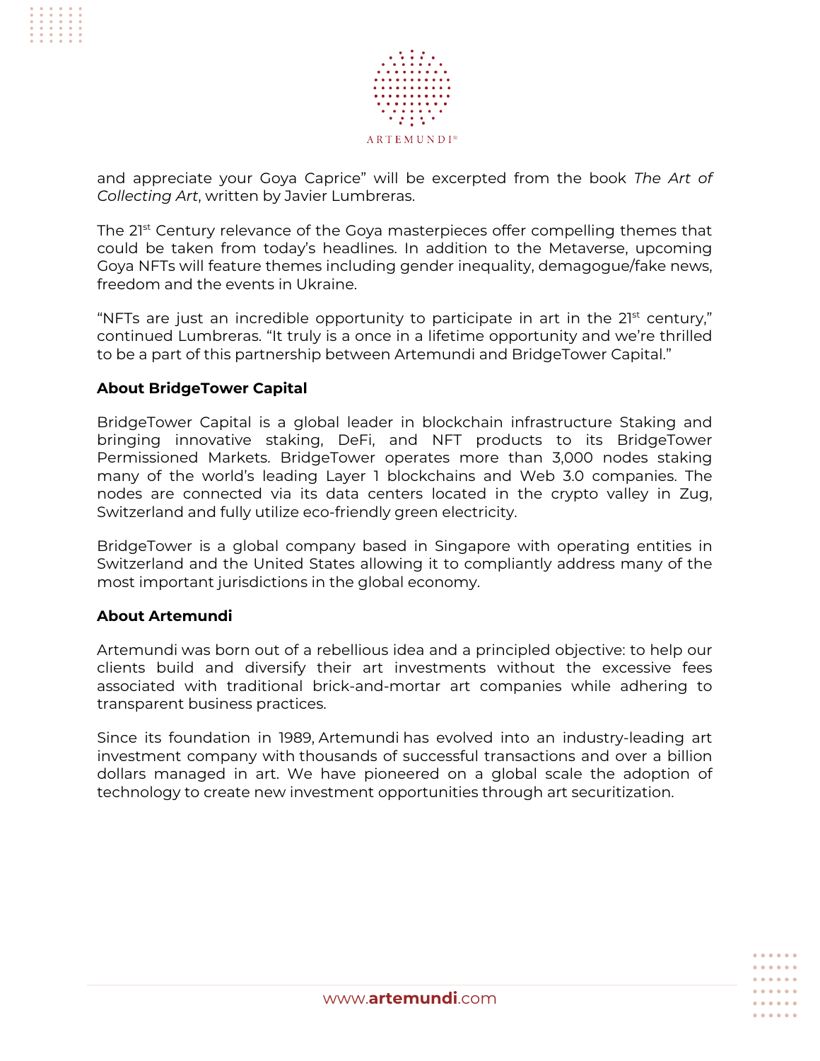and appreciate your Goya Caprice" will be excerpted from the book *The Art of Collecting Art*, written by Javier Lumbreras.

The 21st Century relevance of the Goya masterpieces offer compelling themes that could be taken from today's headlines. In addition to the Metaverse, upcoming Goya NFTs will feature themes including gender inequality, demagogue/fake news, freedom and the events in Ukraine.

"NFTs are just an incredible opportunity to participate in art in the 21st century," continued Lumbreras. "It truly is a once in a lifetime opportunity and we're thrilled to be a part of this partnership between Artemundi and BridgeTower Capital."

**About BridgeTower Capital**

BridgeTower Capital is a global leader in blockchain infrastructure Staking and bringing innovative staking, DeFi, and NFT products to its BridgeTower Permissioned Markets. BridgeTower operates more than 3,000 nodes staking many of the world's leading Layer 1 blockchains and Web 3.0 companies. The nodes are connected via its data centers located in the crypto valley in Zug, Switzerland and fully utilize eco-friendly green electricity.

BridgeTower is a global company based in Singapore with operating entities in Switzerland and the United States allowing it to compliantly address many of the most important jurisdictions in the global economy.

**About Artemundi**

Artemundi was born out of a rebellious idea and a principled objective: to help our clients build and diversify their art investments without the excessive fees associated with traditional brick-and-mortar art companies while adhering to transparent business practices.

Since its foundation in 1989, Artemundi has evolved into an industry-leading art investment company with thousands of successful transactions and over a billion dollars managed in art. We have pioneered on a global scale the adoption of technology to create new investment opportunities through art securitization.